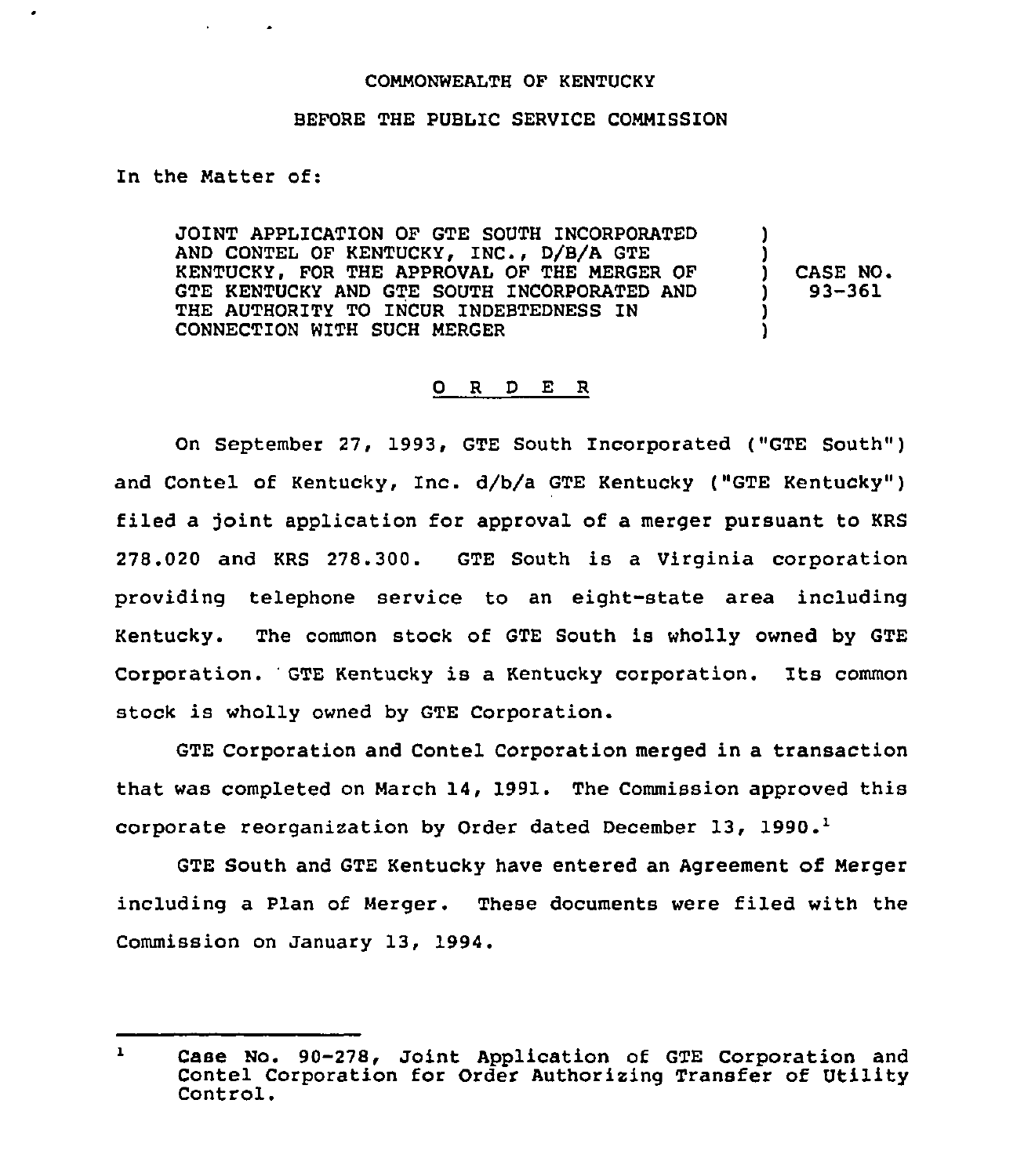COMMONWEALTH OF KENTUCKY

BEFORE THE PUBLIC SERVICE COMMISSION

In the Matter of:

| | |
|---|---|
| JOINT APPLICATION OF GTE SOUTH INCORPORATED AND CONTEL OF KENTUCKY, INC., D/B/A GTE KENTUCKY, FOR THE APPROVAL OF THE MERGER OF GTE KENTUCKY AND GTE SOUTH INCORPORATED AND THE AUTHORITY TO INCUR INDEBTEDNESS IN CONNECTION WITH SUCH MERGER | CASE NO. 93-361 |

O R D E R

On September 27, 1993, GTE South Incorporated ("GTE South") and Contel of Kentucky, Inc. d/b/a GTE Kentucky ("GTE Kentucky") filed a joint application for approval of a merger pursuant to KRS 278.020 and KRS 278.300. GTE South is a Virginia corporation providing telephone service to an eight-state area including Kentucky. The common stock of GTE South is wholly owned by GTE Corporation. GTE Kentucky is a Kentucky corporation. Its common stock is wholly owned by GTE Corporation.

GTE Corporation and Contel Corporation merged in a transaction that was completed on March 14, 1991. The Commission approved this corporate reorganization by Order dated December 13, 1990.[1]

GTE South and GTE Kentucky have entered an Agreement of Merger including a Plan of Merger. These documents were filed with the Commission on January 13, 1994.

---

[1] Case No. 90-278, Joint Application of GTE Corporation and Contel Corporation for Order Authorizing Transfer of Utility Control.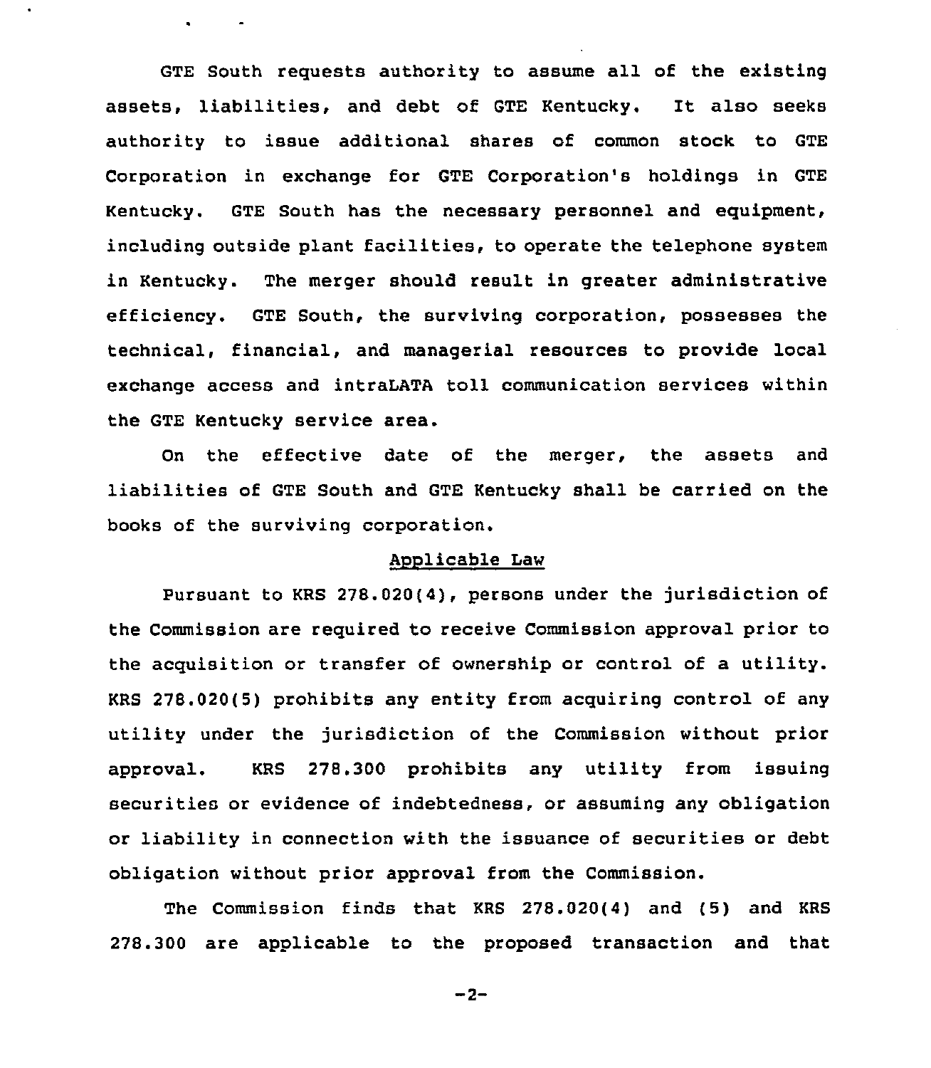GTE South requests authority to assume all of the existing assets, liabilities, and debt of GTE Kentucky. It also seeks authority to issue additional shares of common stock to GTE Corporation in exchange for GTE Corporation's holdings in GTE Kentucky. GTE South has the necessary personnel and equipment, including outside plant facilities, to operate the telephone system in Kentucky. The merger should result in greater administrative efficiency. GTE South, the surviving corporation, possesses the technical, financial, and managerial resources to provide local exchange access and intraLATA toll communication services within the GTE Kentucky service area.

On the effective date of the merger, the assets and liabilities of GTE South and GTE Kentucky shall be carried on the books of the surviving corporation.

## Applicable Law

Pursuant to KRS 278.020(4), persons under the jurisdiction of the Commission are required to receive Commission approval prior to the acquisition or transfer of ownership or control of a utility. KRS 278.020(5) prohibits any entity from acquiring control of any utility under the jurisdiction of the Commission without prior approval. KRS 278.300 prohibits any utility from issuing securities or evidence of indebtedness, or assuming any obligation or liability in connection with the issuance of securities or debt obligation without prior approval from the Commission.

The Commission finds that KRS 278.020(4) and (5) and KRS 278.300 are applicable to the proposed transaction and that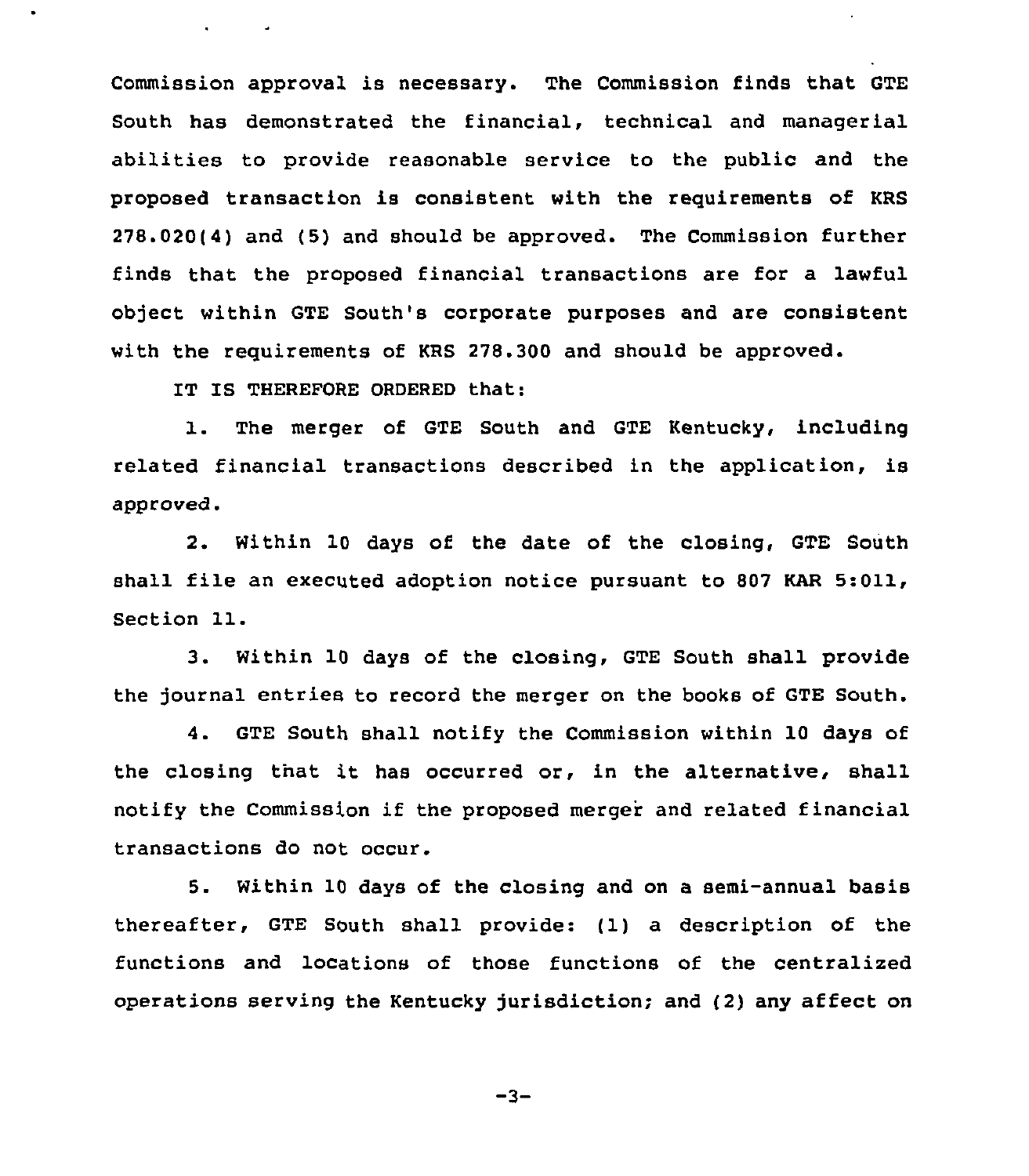Commission approval is necessary. The Commission finds that GTE South has demonstrated the financial, technical and managerial abilities to provide reasonable service to the public and the proposed transaction is consistent with the requirements of KRS 278.020(4) and (5) and should be approved. The Commission further finds that the proposed financial transactions are for a lawful object within GTE South's corporate purposes and are consistent with the requirements of KRS 278.300 and should be approved.

IT IS THEREFORE ORDERED that:

1. The merger of GTE South and GTE Kentucky, including related financial transactions described in the application, is approved.

2. Within 10 days of the date of the closing, GTE South shall file an executed adoption notice pursuant to 807 KAR 5:011, Section 11.

3. Within 10 days of the closing, GTE South shall provide the journal entries to record the merger on the books of GTE South.

4. GTE South shall notify the Commission within 10 days of the closing that it has occurred or, in the alternative, shall notify the Commission if the proposed merger and related financial transactions do not occur.

5. Within 10 days of the closing and on a semi-annual basis thereafter, GTE South shall provide: (1) a description of the functions and locations of those functions of the centralized operations serving the Kentucky jurisdiction; and (2) any affect on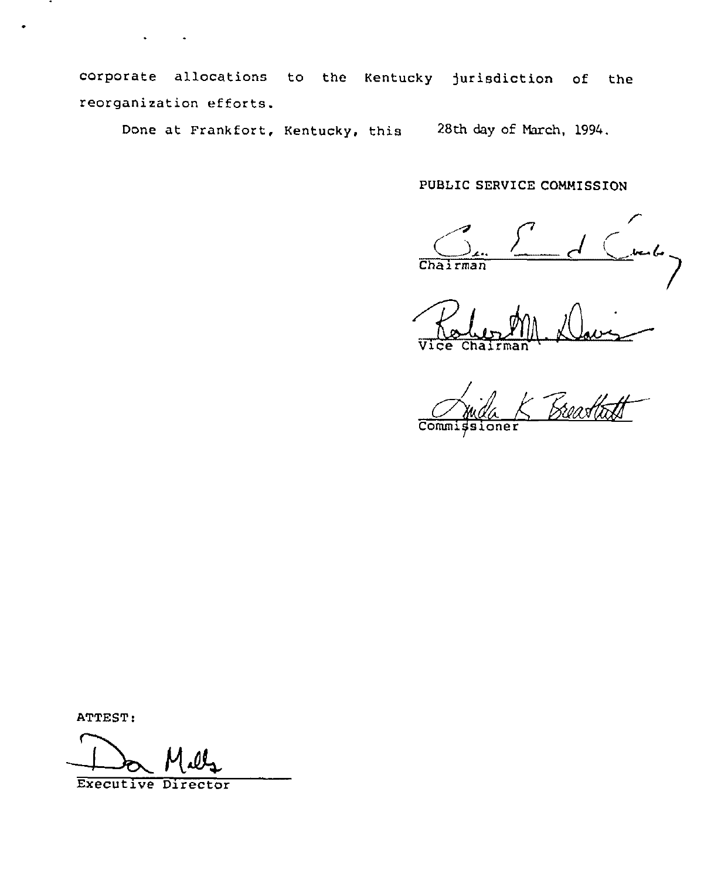corporate allocations to the Kentucky jurisdiction of the reorganization efforts.

Done at Frankfort, Kentucky, this 28th day of March, 1994.

PUBLIC SERVICE COMMISSION

Chairman

Vice Chairman

Commissioner

ATTEST:

Executive Director